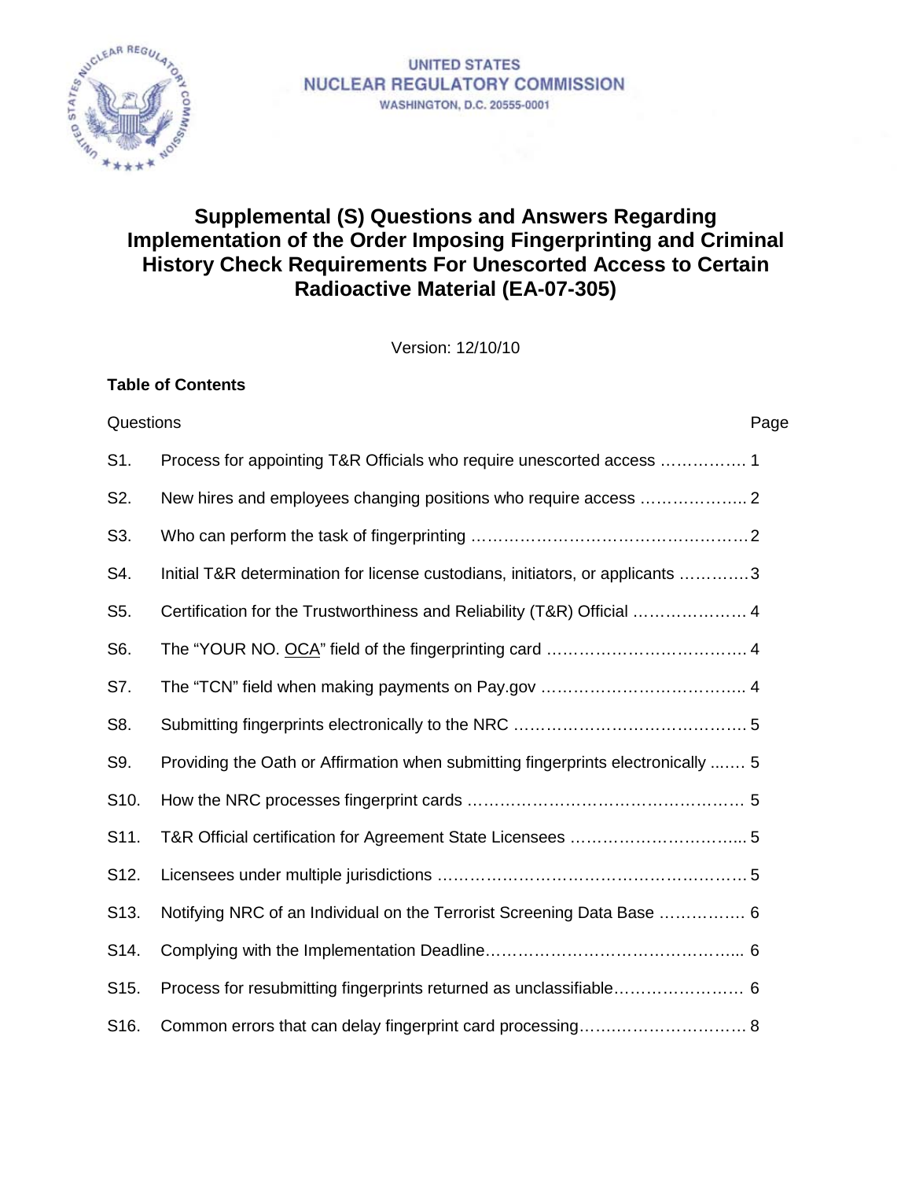UNITED STATES
NUCLEAR REGULATORY COMMISSION
WASHINGTON, D.C. 20555-0001

# Supplemental (S) Questions and Answers Regarding Implementation of the Order Imposing Fingerprinting and Criminal History Check Requirements For Unescorted Access to Certain Radioactive Material (EA-07-305)

Version: 12/10/10

**Table of Contents**

| Questions | | Page |
|---|---|---|
| S1. | Process for appointing T&R Officials who require unescorted access | 1 |
| S2. | New hires and employees changing positions who require access | 2 |
| S3. | Who can perform the task of fingerprinting | 2 |
| S4. | Initial T&R determination for license custodians, initiators, or applicants | 3 |
| S5. | Certification for the Trustworthiness and Reliability (T&R) Official | 4 |
| S6. | The "YOUR NO. OCA" field of the fingerprinting card | 4 |
| S7. | The "TCN" field when making payments on Pay.gov | 4 |
| S8. | Submitting fingerprints electronically to the NRC | 5 |
| S9. | Providing the Oath or Affirmation when submitting fingerprints electronically | 5 |
| S10. | How the NRC processes fingerprint cards | 5 |
| S11. | T&R Official certification for Agreement State Licensees | 5 |
| S12. | Licensees under multiple jurisdictions | 5 |
| S13. | Notifying NRC of an Individual on the Terrorist Screening Data Base | 6 |
| S14. | Complying with the Implementation Deadline | 6 |
| S15. | Process for resubmitting fingerprints returned as unclassifiable | 6 |
| S16. | Common errors that can delay fingerprint card processing | 8 |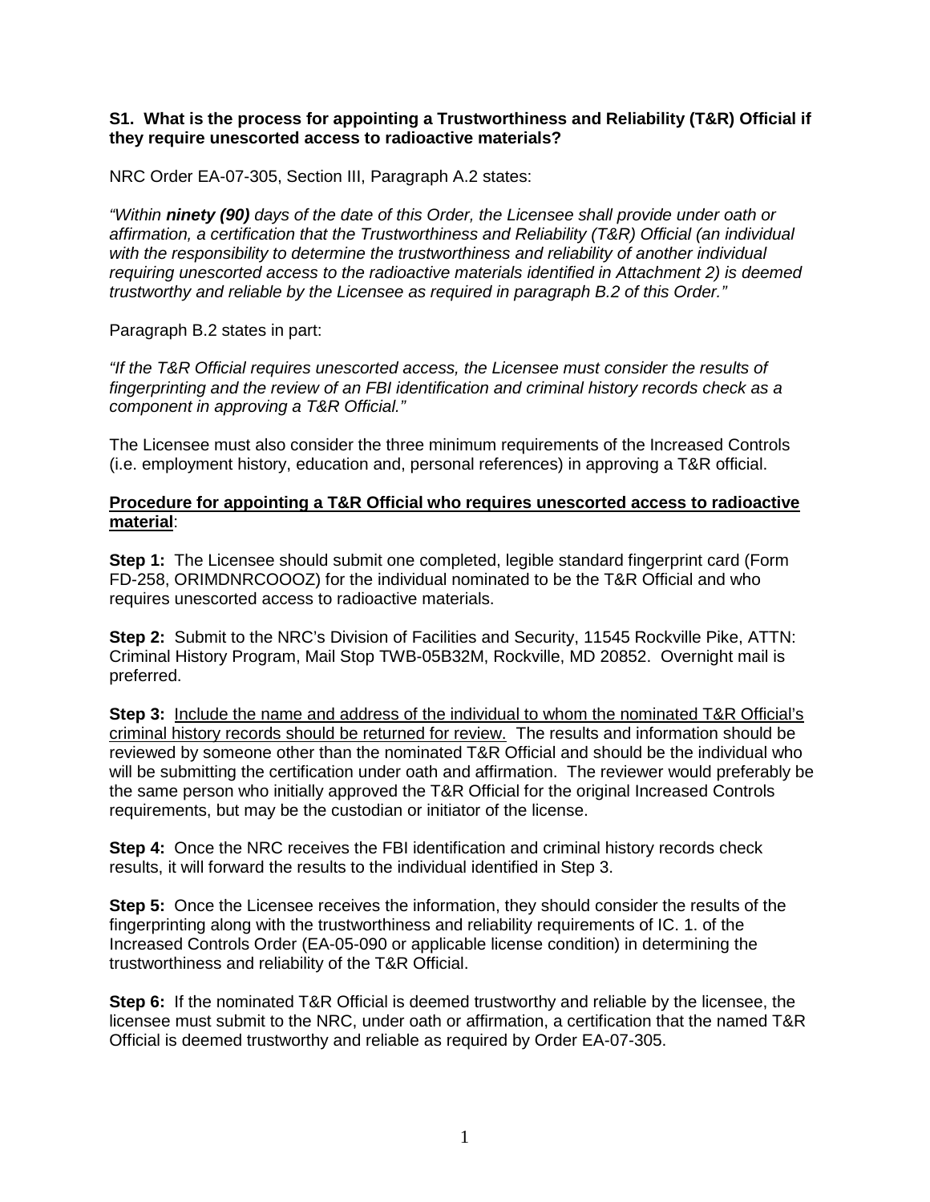**S1. What is the process for appointing a Trustworthiness and Reliability (T&R) Official if they require unescorted access to radioactive materials?**

NRC Order EA-07-305, Section III, Paragraph A.2 states:

*"Within **ninety (90)** days of the date of this Order, the Licensee shall provide under oath or affirmation, a certification that the Trustworthiness and Reliability (T&R) Official (an individual with the responsibility to determine the trustworthiness and reliability of another individual requiring unescorted access to the radioactive materials identified in Attachment 2) is deemed trustworthy and reliable by the Licensee as required in paragraph B.2 of this Order."*

Paragraph B.2 states in part:

*"If the T&R Official requires unescorted access, the Licensee must consider the results of fingerprinting and the review of an FBI identification and criminal history records check as a component in approving a T&R Official."*

The Licensee must also consider the three minimum requirements of the Increased Controls (i.e. employment history, education and, personal references) in approving a T&R official.

<u>**Procedure for appointing a T&R Official who requires unescorted access to radioactive material**</u>:

**Step 1:** The Licensee should submit one completed, legible standard fingerprint card (Form FD-258, ORIMDNRCOOOZ) for the individual nominated to be the T&R Official and who requires unescorted access to radioactive materials.

**Step 2:** Submit to the NRC's Division of Facilities and Security, 11545 Rockville Pike, ATTN: Criminal History Program, Mail Stop TWB-05B32M, Rockville, MD 20852. Overnight mail is preferred.

**Step 3:** <u>Include the name and address of the individual to whom the nominated T&R Official's criminal history records should be returned for review.</u> The results and information should be reviewed by someone other than the nominated T&R Official and should be the individual who will be submitting the certification under oath and affirmation. The reviewer would preferably be the same person who initially approved the T&R Official for the original Increased Controls requirements, but may be the custodian or initiator of the license.

**Step 4:** Once the NRC receives the FBI identification and criminal history records check results, it will forward the results to the individual identified in Step 3.

**Step 5:** Once the Licensee receives the information, they should consider the results of the fingerprinting along with the trustworthiness and reliability requirements of IC. 1. of the Increased Controls Order (EA-05-090 or applicable license condition) in determining the trustworthiness and reliability of the T&R Official.

**Step 6:** If the nominated T&R Official is deemed trustworthy and reliable by the licensee, the licensee must submit to the NRC, under oath or affirmation, a certification that the named T&R Official is deemed trustworthy and reliable as required by Order EA-07-305.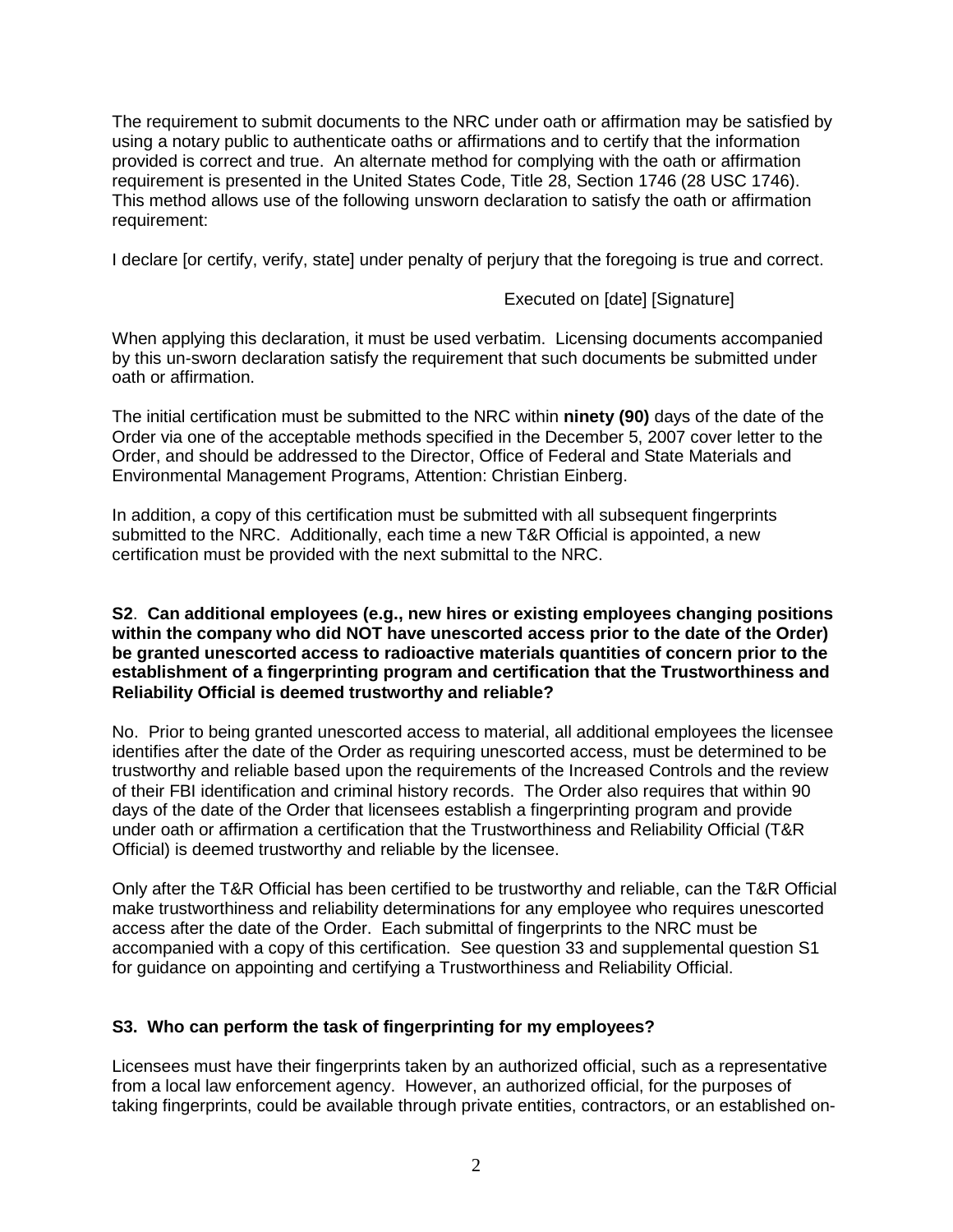The requirement to submit documents to the NRC under oath or affirmation may be satisfied by using a notary public to authenticate oaths or affirmations and to certify that the information provided is correct and true. An alternate method for complying with the oath or affirmation requirement is presented in the United States Code, Title 28, Section 1746 (28 USC 1746). This method allows use of the following unsworn declaration to satisfy the oath or affirmation requirement:

I declare [or certify, verify, state] under penalty of perjury that the foregoing is true and correct.

Executed on [date] [Signature]

When applying this declaration, it must be used verbatim. Licensing documents accompanied by this un-sworn declaration satisfy the requirement that such documents be submitted under oath or affirmation.

The initial certification must be submitted to the NRC within **ninety (90)** days of the date of the Order via one of the acceptable methods specified in the December 5, 2007 cover letter to the Order, and should be addressed to the Director, Office of Federal and State Materials and Environmental Management Programs, Attention: Christian Einberg.

In addition, a copy of this certification must be submitted with all subsequent fingerprints submitted to the NRC. Additionally, each time a new T&R Official is appointed, a new certification must be provided with the next submittal to the NRC.

**S2. Can additional employees (e.g., new hires or existing employees changing positions within the company who did NOT have unescorted access prior to the date of the Order) be granted unescorted access to radioactive materials quantities of concern prior to the establishment of a fingerprinting program and certification that the Trustworthiness and Reliability Official is deemed trustworthy and reliable?**

No. Prior to being granted unescorted access to material, all additional employees the licensee identifies after the date of the Order as requiring unescorted access, must be determined to be trustworthy and reliable based upon the requirements of the Increased Controls and the review of their FBI identification and criminal history records. The Order also requires that within 90 days of the date of the Order that licensees establish a fingerprinting program and provide under oath or affirmation a certification that the Trustworthiness and Reliability Official (T&R Official) is deemed trustworthy and reliable by the licensee.

Only after the T&R Official has been certified to be trustworthy and reliable, can the T&R Official make trustworthiness and reliability determinations for any employee who requires unescorted access after the date of the Order. Each submittal of fingerprints to the NRC must be accompanied with a copy of this certification. See question 33 and supplemental question S1 for guidance on appointing and certifying a Trustworthiness and Reliability Official.

**S3. Who can perform the task of fingerprinting for my employees?**

Licensees must have their fingerprints taken by an authorized official, such as a representative from a local law enforcement agency. However, an authorized official, for the purposes of taking fingerprints, could be available through private entities, contractors, or an established on-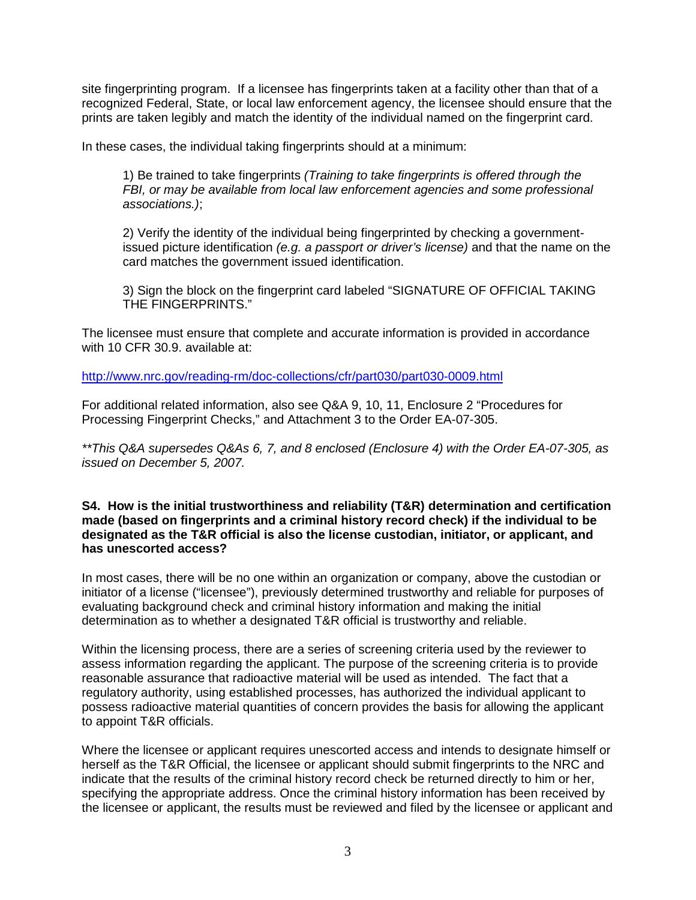site fingerprinting program. If a licensee has fingerprints taken at a facility other than that of a recognized Federal, State, or local law enforcement agency, the licensee should ensure that the prints are taken legibly and match the identity of the individual named on the fingerprint card.

In these cases, the individual taking fingerprints should at a minimum:

1) Be trained to take fingerprints *(Training to take fingerprints is offered through the FBI, or may be available from local law enforcement agencies and some professional associations.)*;

2) Verify the identity of the individual being fingerprinted by checking a government-issued picture identification *(e.g. a passport or driver's license)* and that the name on the card matches the government issued identification.

3) Sign the block on the fingerprint card labeled "SIGNATURE OF OFFICIAL TAKING THE FINGERPRINTS."

The licensee must ensure that complete and accurate information is provided in accordance with 10 CFR 30.9. available at:

http://www.nrc.gov/reading-rm/doc-collections/cfr/part030/part030-0009.html

For additional related information, also see Q&A 9, 10, 11, Enclosure 2 "Procedures for Processing Fingerprint Checks," and Attachment 3 to the Order EA-07-305.

*\*\*This Q&A supersedes Q&As 6, 7, and 8 enclosed (Enclosure 4) with the Order EA-07-305, as issued on December 5, 2007.*

**S4. How is the initial trustworthiness and reliability (T&R) determination and certification made (based on fingerprints and a criminal history record check) if the individual to be designated as the T&R official is also the license custodian, initiator, or applicant, and has unescorted access?**

In most cases, there will be no one within an organization or company, above the custodian or initiator of a license ("licensee"), previously determined trustworthy and reliable for purposes of evaluating background check and criminal history information and making the initial determination as to whether a designated T&R official is trustworthy and reliable.

Within the licensing process, there are a series of screening criteria used by the reviewer to assess information regarding the applicant. The purpose of the screening criteria is to provide reasonable assurance that radioactive material will be used as intended. The fact that a regulatory authority, using established processes, has authorized the individual applicant to possess radioactive material quantities of concern provides the basis for allowing the applicant to appoint T&R officials.

Where the licensee or applicant requires unescorted access and intends to designate himself or herself as the T&R Official, the licensee or applicant should submit fingerprints to the NRC and indicate that the results of the criminal history record check be returned directly to him or her, specifying the appropriate address. Once the criminal history information has been received by the licensee or applicant, the results must be reviewed and filed by the licensee or applicant and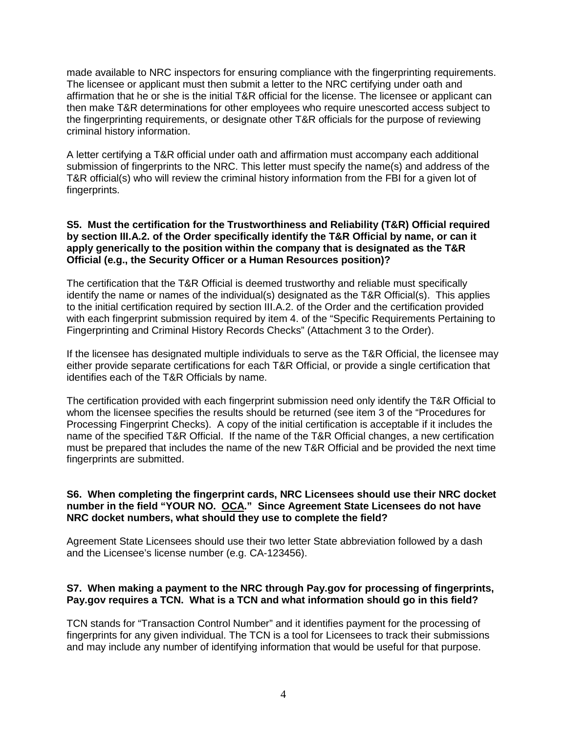made available to NRC inspectors for ensuring compliance with the fingerprinting requirements. The licensee or applicant must then submit a letter to the NRC certifying under oath and affirmation that he or she is the initial T&R official for the license. The licensee or applicant can then make T&R determinations for other employees who require unescorted access subject to the fingerprinting requirements, or designate other T&R officials for the purpose of reviewing criminal history information.

A letter certifying a T&R official under oath and affirmation must accompany each additional submission of fingerprints to the NRC. This letter must specify the name(s) and address of the T&R official(s) who will review the criminal history information from the FBI for a given lot of fingerprints.

**S5. Must the certification for the Trustworthiness and Reliability (T&R) Official required by section III.A.2. of the Order specifically identify the T&R Official by name, or can it apply generically to the position within the company that is designated as the T&R Official (e.g., the Security Officer or a Human Resources position)?**

The certification that the T&R Official is deemed trustworthy and reliable must specifically identify the name or names of the individual(s) designated as the T&R Official(s). This applies to the initial certification required by section III.A.2. of the Order and the certification provided with each fingerprint submission required by item 4. of the "Specific Requirements Pertaining to Fingerprinting and Criminal History Records Checks" (Attachment 3 to the Order).

If the licensee has designated multiple individuals to serve as the T&R Official, the licensee may either provide separate certifications for each T&R Official, or provide a single certification that identifies each of the T&R Officials by name.

The certification provided with each fingerprint submission need only identify the T&R Official to whom the licensee specifies the results should be returned (see item 3 of the "Procedures for Processing Fingerprint Checks). A copy of the initial certification is acceptable if it includes the name of the specified T&R Official. If the name of the T&R Official changes, a new certification must be prepared that includes the name of the new T&R Official and be provided the next time fingerprints are submitted.

**S6. When completing the fingerprint cards, NRC Licensees should use their NRC docket number in the field "YOUR NO. OCA." Since Agreement State Licensees do not have NRC docket numbers, what should they use to complete the field?**

Agreement State Licensees should use their two letter State abbreviation followed by a dash and the Licensee's license number (e.g. CA-123456).

**S7. When making a payment to the NRC through Pay.gov for processing of fingerprints, Pay.gov requires a TCN. What is a TCN and what information should go in this field?**

TCN stands for "Transaction Control Number" and it identifies payment for the processing of fingerprints for any given individual. The TCN is a tool for Licensees to track their submissions and may include any number of identifying information that would be useful for that purpose.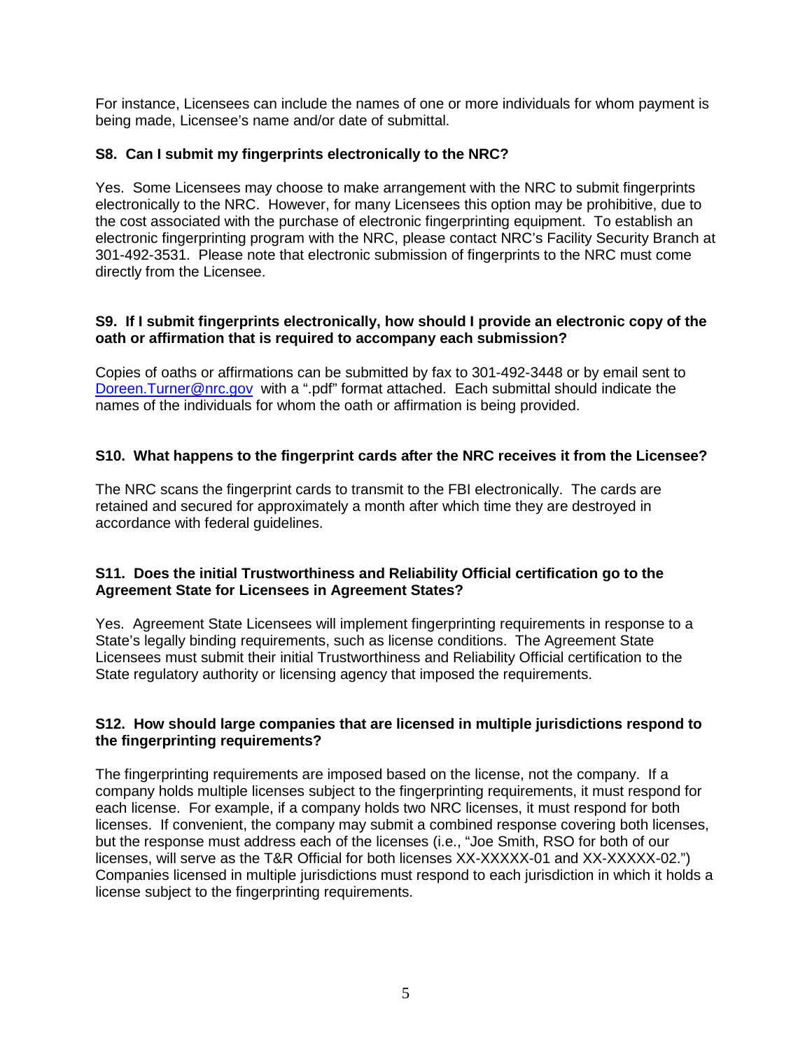For instance, Licensees can include the names of one or more individuals for whom payment is being made, Licensee's name and/or date of submittal.

**S8. Can I submit my fingerprints electronically to the NRC?**

Yes. Some Licensees may choose to make arrangement with the NRC to submit fingerprints electronically to the NRC. However, for many Licensees this option may be prohibitive, due to the cost associated with the purchase of electronic fingerprinting equipment. To establish an electronic fingerprinting program with the NRC, please contact NRC's Facility Security Branch at 301-492-3531. Please note that electronic submission of fingerprints to the NRC must come directly from the Licensee.

**S9. If I submit fingerprints electronically, how should I provide an electronic copy of the oath or affirmation that is required to accompany each submission?**

Copies of oaths or affirmations can be submitted by fax to 301-492-3448 or by email sent to Doreen.Turner@nrc.gov with a ".pdf" format attached. Each submittal should indicate the names of the individuals for whom the oath or affirmation is being provided.

**S10. What happens to the fingerprint cards after the NRC receives it from the Licensee?**

The NRC scans the fingerprint cards to transmit to the FBI electronically. The cards are retained and secured for approximately a month after which time they are destroyed in accordance with federal guidelines.

**S11. Does the initial Trustworthiness and Reliability Official certification go to the Agreement State for Licensees in Agreement States?**

Yes. Agreement State Licensees will implement fingerprinting requirements in response to a State's legally binding requirements, such as license conditions. The Agreement State Licensees must submit their initial Trustworthiness and Reliability Official certification to the State regulatory authority or licensing agency that imposed the requirements.

**S12. How should large companies that are licensed in multiple jurisdictions respond to the fingerprinting requirements?**

The fingerprinting requirements are imposed based on the license, not the company. If a company holds multiple licenses subject to the fingerprinting requirements, it must respond for each license. For example, if a company holds two NRC licenses, it must respond for both licenses. If convenient, the company may submit a combined response covering both licenses, but the response must address each of the licenses (i.e., "Joe Smith, RSO for both of our licenses, will serve as the T&R Official for both licenses XX-XXXXX-01 and XX-XXXXX-02.") Companies licensed in multiple jurisdictions must respond to each jurisdiction in which it holds a license subject to the fingerprinting requirements.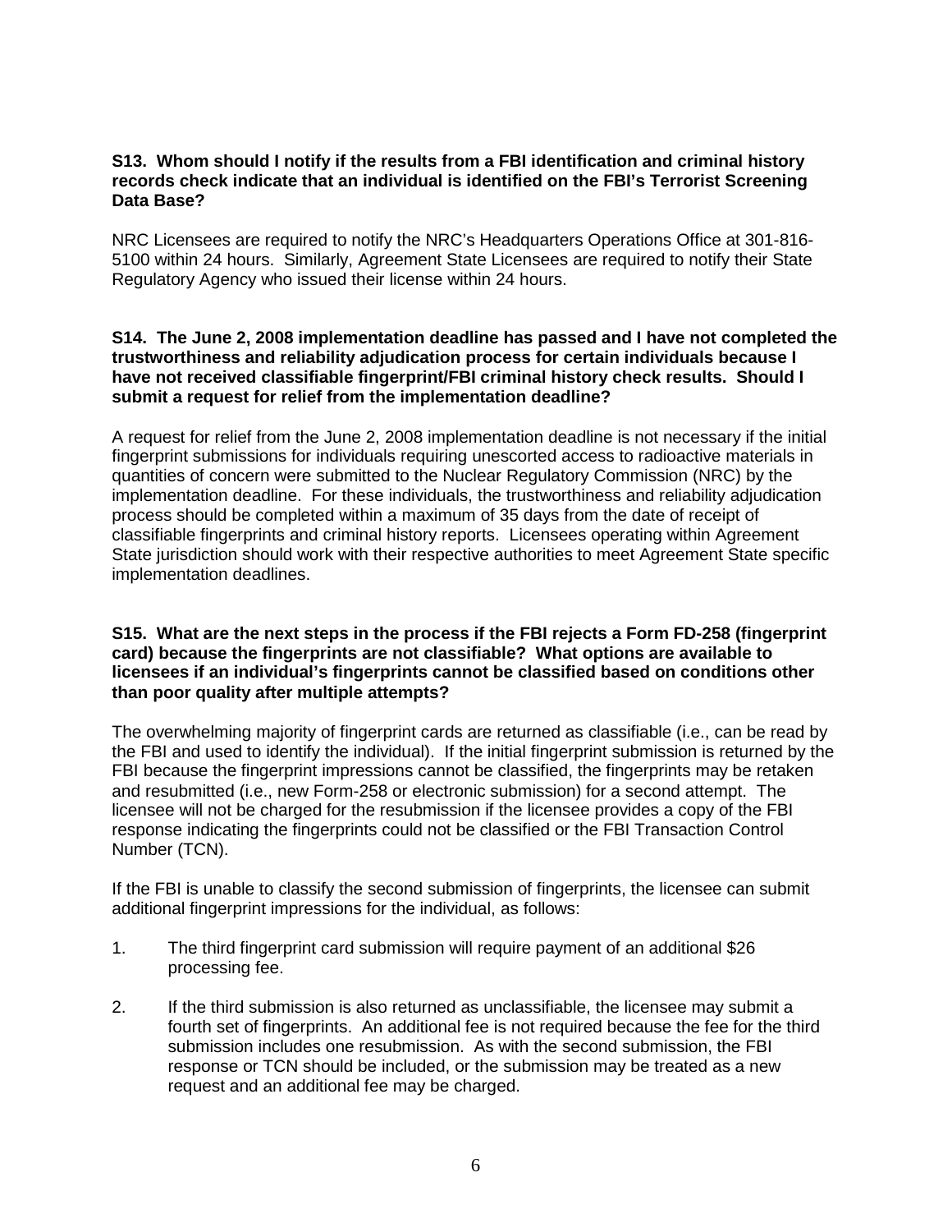**S13. Whom should I notify if the results from a FBI identification and criminal history records check indicate that an individual is identified on the FBI's Terrorist Screening Data Base?**

NRC Licensees are required to notify the NRC's Headquarters Operations Office at 301-816-5100 within 24 hours. Similarly, Agreement State Licensees are required to notify their State Regulatory Agency who issued their license within 24 hours.

**S14. The June 2, 2008 implementation deadline has passed and I have not completed the trustworthiness and reliability adjudication process for certain individuals because I have not received classifiable fingerprint/FBI criminal history check results. Should I submit a request for relief from the implementation deadline?**

A request for relief from the June 2, 2008 implementation deadline is not necessary if the initial fingerprint submissions for individuals requiring unescorted access to radioactive materials in quantities of concern were submitted to the Nuclear Regulatory Commission (NRC) by the implementation deadline. For these individuals, the trustworthiness and reliability adjudication process should be completed within a maximum of 35 days from the date of receipt of classifiable fingerprints and criminal history reports. Licensees operating within Agreement State jurisdiction should work with their respective authorities to meet Agreement State specific implementation deadlines.

**S15. What are the next steps in the process if the FBI rejects a Form FD-258 (fingerprint card) because the fingerprints are not classifiable? What options are available to licensees if an individual's fingerprints cannot be classified based on conditions other than poor quality after multiple attempts?**

The overwhelming majority of fingerprint cards are returned as classifiable (i.e., can be read by the FBI and used to identify the individual). If the initial fingerprint submission is returned by the FBI because the fingerprint impressions cannot be classified, the fingerprints may be retaken and resubmitted (i.e., new Form-258 or electronic submission) for a second attempt. The licensee will not be charged for the resubmission if the licensee provides a copy of the FBI response indicating the fingerprints could not be classified or the FBI Transaction Control Number (TCN).

If the FBI is unable to classify the second submission of fingerprints, the licensee can submit additional fingerprint impressions for the individual, as follows:

1. The third fingerprint card submission will require payment of an additional $26 processing fee.

2. If the third submission is also returned as unclassifiable, the licensee may submit a fourth set of fingerprints. An additional fee is not required because the fee for the third submission includes one resubmission. As with the second submission, the FBI response or TCN should be included, or the submission may be treated as a new request and an additional fee may be charged.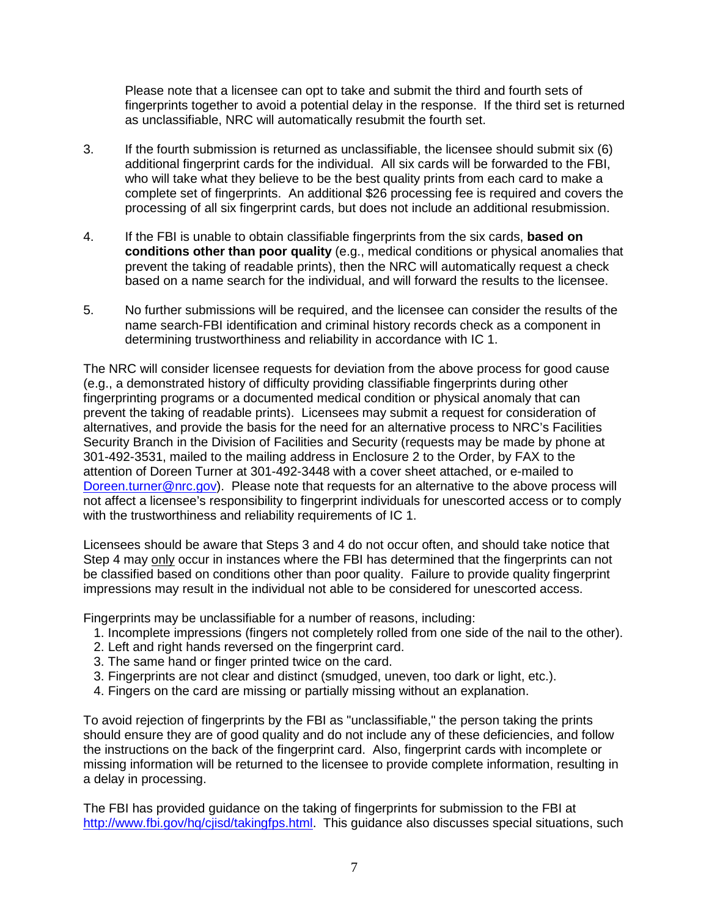Please note that a licensee can opt to take and submit the third and fourth sets of fingerprints together to avoid a potential delay in the response. If the third set is returned as unclassifiable, NRC will automatically resubmit the fourth set.

3. If the fourth submission is returned as unclassifiable, the licensee should submit six (6) additional fingerprint cards for the individual. All six cards will be forwarded to the FBI, who will take what they believe to be the best quality prints from each card to make a complete set of fingerprints. An additional $26 processing fee is required and covers the processing of all six fingerprint cards, but does not include an additional resubmission.

4. If the FBI is unable to obtain classifiable fingerprints from the six cards, **based on conditions other than poor quality** (e.g., medical conditions or physical anomalies that prevent the taking of readable prints), then the NRC will automatically request a check based on a name search for the individual, and will forward the results to the licensee.

5. No further submissions will be required, and the licensee can consider the results of the name search-FBI identification and criminal history records check as a component in determining trustworthiness and reliability in accordance with IC 1.

The NRC will consider licensee requests for deviation from the above process for good cause (e.g., a demonstrated history of difficulty providing classifiable fingerprints during other fingerprinting programs or a documented medical condition or physical anomaly that can prevent the taking of readable prints). Licensees may submit a request for consideration of alternatives, and provide the basis for the need for an alternative process to NRC's Facilities Security Branch in the Division of Facilities and Security (requests may be made by phone at 301-492-3531, mailed to the mailing address in Enclosure 2 to the Order, by FAX to the attention of Doreen Turner at 301-492-3448 with a cover sheet attached, or e-mailed to Doreen.turner@nrc.gov). Please note that requests for an alternative to the above process will not affect a licensee's responsibility to fingerprint individuals for unescorted access or to comply with the trustworthiness and reliability requirements of IC 1.

Licensees should be aware that Steps 3 and 4 do not occur often, and should take notice that Step 4 may only occur in instances where the FBI has determined that the fingerprints can not be classified based on conditions other than poor quality. Failure to provide quality fingerprint impressions may result in the individual not able to be considered for unescorted access.

Fingerprints may be unclassifiable for a number of reasons, including:

1. Incomplete impressions (fingers not completely rolled from one side of the nail to the other).
2. Left and right hands reversed on the fingerprint card.
3. The same hand or finger printed twice on the card.
3. Fingerprints are not clear and distinct (smudged, uneven, too dark or light, etc.).
4. Fingers on the card are missing or partially missing without an explanation.

To avoid rejection of fingerprints by the FBI as "unclassifiable," the person taking the prints should ensure they are of good quality and do not include any of these deficiencies, and follow the instructions on the back of the fingerprint card. Also, fingerprint cards with incomplete or missing information will be returned to the licensee to provide complete information, resulting in a delay in processing.

The FBI has provided guidance on the taking of fingerprints for submission to the FBI at http://www.fbi.gov/hq/cjisd/takingfps.html. This guidance also discusses special situations, such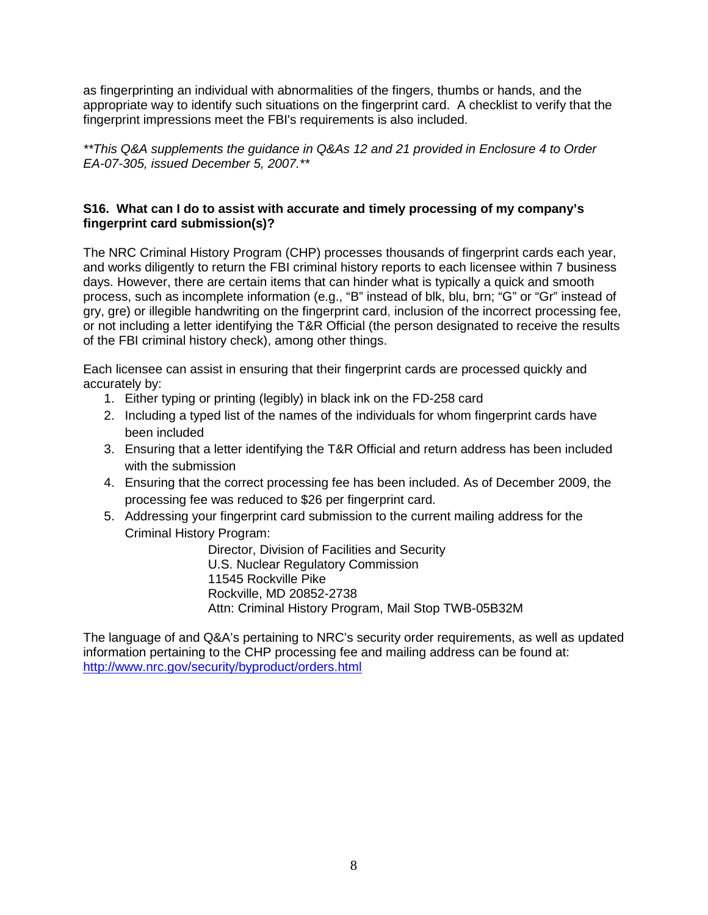as fingerprinting an individual with abnormalities of the fingers, thumbs or hands, and the appropriate way to identify such situations on the fingerprint card. A checklist to verify that the fingerprint impressions meet the FBI's requirements is also included.

*\*\*This Q&A supplements the guidance in Q&As 12 and 21 provided in Enclosure 4 to Order EA-07-305, issued December 5, 2007.\*\**

**S16. What can I do to assist with accurate and timely processing of my company's fingerprint card submission(s)?**

The NRC Criminal History Program (CHP) processes thousands of fingerprint cards each year, and works diligently to return the FBI criminal history reports to each licensee within 7 business days. However, there are certain items that can hinder what is typically a quick and smooth process, such as incomplete information (e.g., "B" instead of blk, blu, brn; "G" or "Gr" instead of gry, gre) or illegible handwriting on the fingerprint card, inclusion of the incorrect processing fee, or not including a letter identifying the T&R Official (the person designated to receive the results of the FBI criminal history check), among other things.

Each licensee can assist in ensuring that their fingerprint cards are processed quickly and accurately by:

1. Either typing or printing (legibly) in black ink on the FD-258 card
2. Including a typed list of the names of the individuals for whom fingerprint cards have been included
3. Ensuring that a letter identifying the T&R Official and return address has been included with the submission
4. Ensuring that the correct processing fee has been included. As of December 2009, the processing fee was reduced to $26 per fingerprint card.
5. Addressing your fingerprint card submission to the current mailing address for the Criminal History Program:

   Director, Division of Facilities and Security
   U.S. Nuclear Regulatory Commission
   11545 Rockville Pike
   Rockville, MD 20852-2738
   Attn: Criminal History Program, Mail Stop TWB-05B32M

The language of and Q&A's pertaining to NRC's security order requirements, as well as updated information pertaining to the CHP processing fee and mailing address can be found at: http://www.nrc.gov/security/byproduct/orders.html